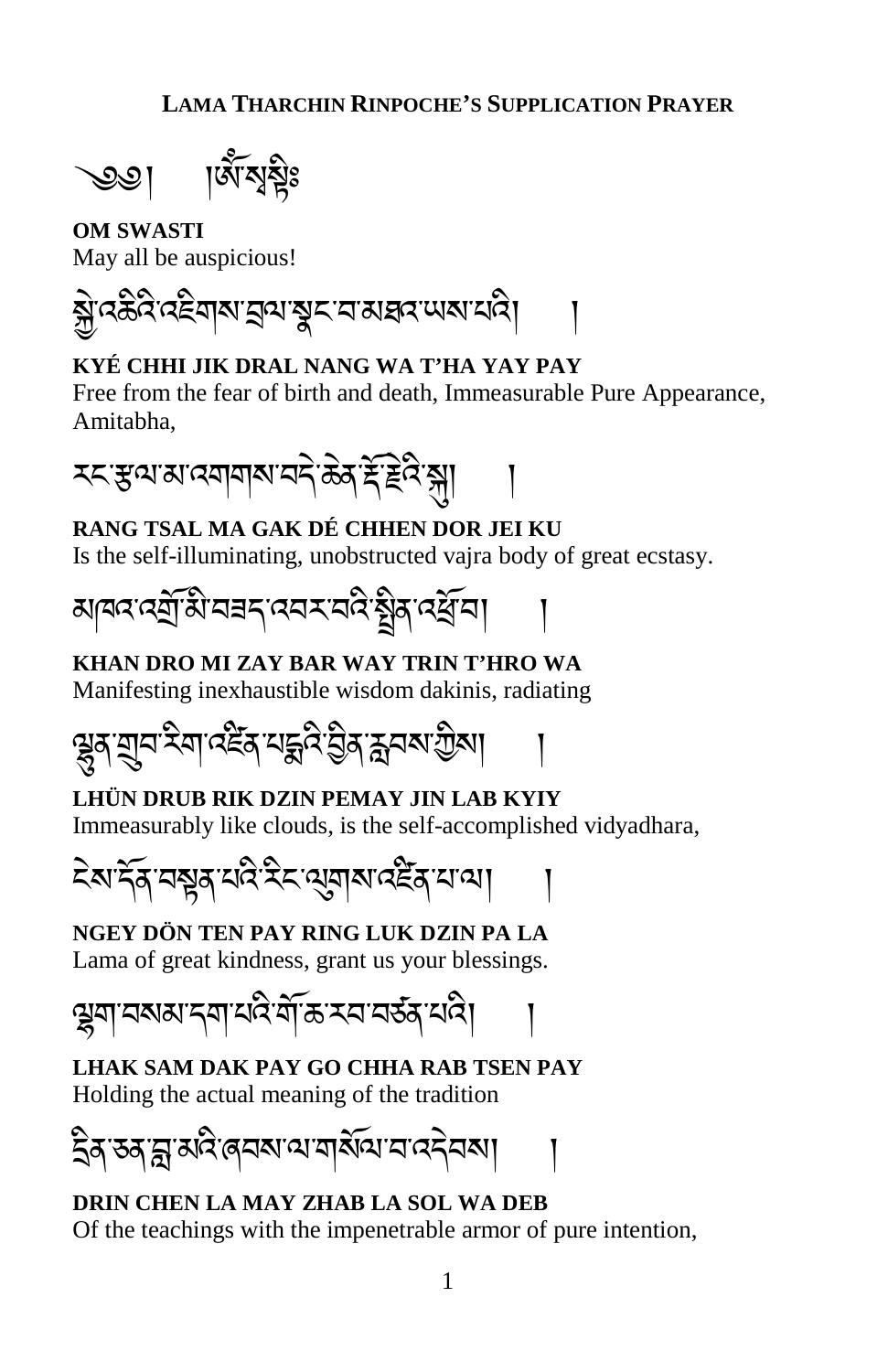**LAMA THARCHIN RINPOCHE'S SUPPLICATION PRAYER**

༄༅། །ཨོཾ་སྭསྟི༔

**OM SWASTI**
May all be auspicious!

སྐྱེ་འཆིའི་འཇིགས་བྲལ་སྣང་བ་མཐའ་ཡས་པའི། །

**KYÉ CHHI JIK DRAL NANG WA T'HA YAY PAY**
Free from the fear of birth and death, Immeasurable Pure Appearance, Amitabha,

རང་རྩལ་མ་འགགས་བདེ་ཆེན་རྡོ་རྗེའི་སྐུ། །

**RANG TSAL MA GAK DÉ CHHEN DOR JEI KU**
Is the self-illuminating, unobstructed vajra body of great ecstasy.

མཁའ་འགྲོ་མི་ཟད་འབར་བའི་སྤྲིན་འཕྲོ་བ། །

**KHAN DRO MI ZAY BAR WAY TRIN T'HRO WA**
Manifesting inexhaustible wisdom dakinis, radiating

ལྷུན་གྲུབ་རིག་འཛིན་པདྨའི་བྱིན་རླབས་ཀྱིས། །

**LHÜN DRUB RIK DZIN PEMAY JIN LAB KYIY**
Immeasurably like clouds, is the self-accomplished vidyadhara,

ངེས་དོན་བསྟན་པའི་རིང་ལུགས་འཛིན་པ་ལ། །

**NGEY DÖN TEN PAY RING LUK DZIN PA LA**
Lama of great kindness, grant us your blessings.

ལྷག་བསམ་དག་པའི་གོ་ཆ་རབ་བརྩོན་པའི། །

**LHAK SAM DAK PAY GO CHHA RAB TSEN PAY**
Holding the actual meaning of the tradition

དྲིན་ཅན་བླ་མའི་ཞབས་ལ་གསོལ་བ་འདེབས། །

**DRIN CHEN LA MAY ZHAB LA SOL WA DEB**
Of the teachings with the impenetrable armor of pure intention,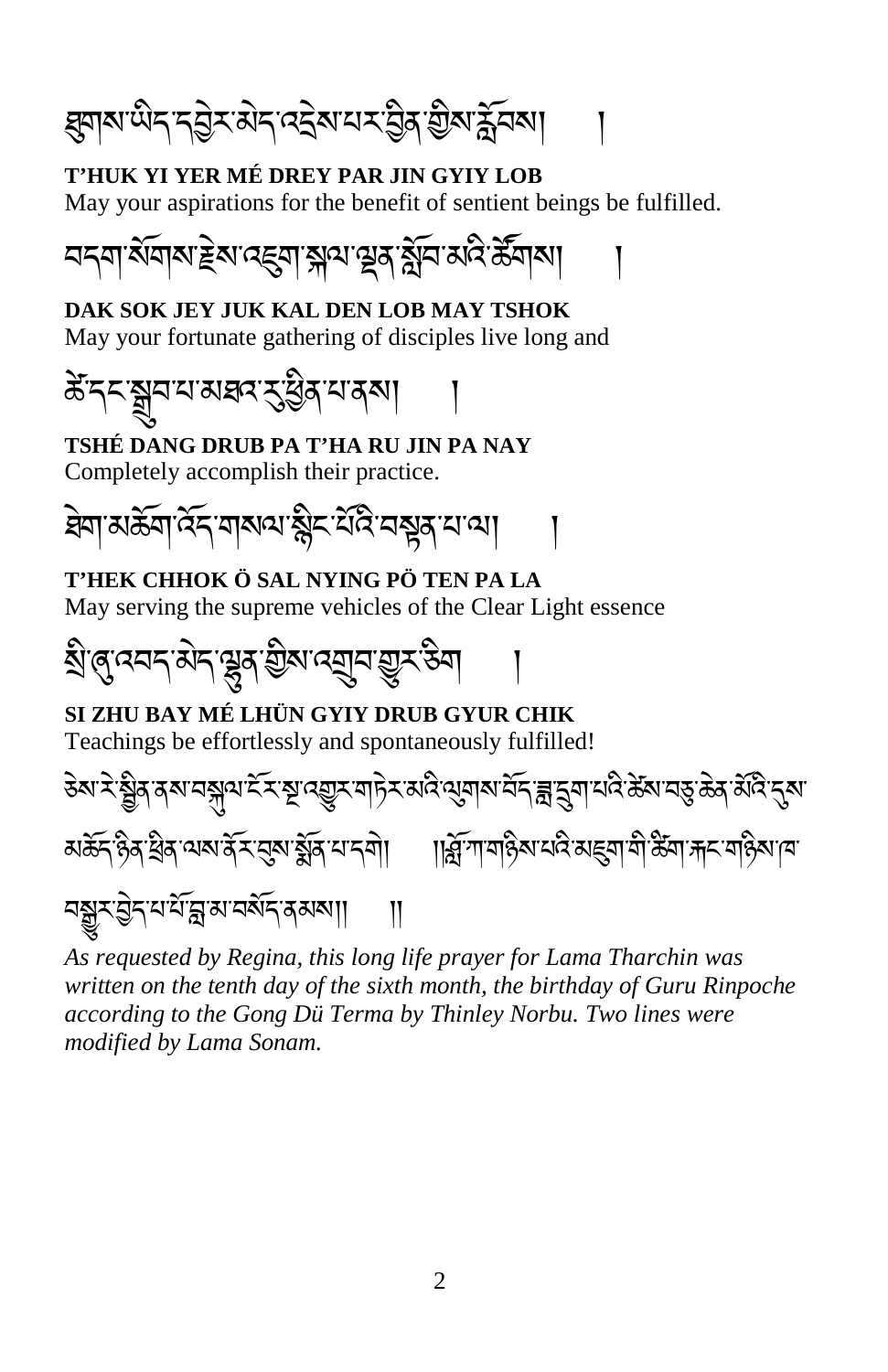ཐུགས་ཡིད་དབྱེར་མེད་འདྲེས་པར་བྱིན་གྱིས་རློབས། །

**T'HUK YI YER MÉ DREY PAR JIN GYIY LOB**
May your aspirations for the benefit of sentient beings be fulfilled.

བདག་སོགས་རྗེས་འཇུག་སྐལ་ལྡན་སློབ་མའི་ཚོགས། །

**DAK SOK JEY JUK KAL DEN LOB MAY TSHOK**
May your fortunate gathering of disciples live long and

ཚེ་དང་སྒྲུབ་པ་མཐར་དུ་ཕྱིན་པ་ནས། །

**TSHÉ DANG DRUB PA T'HA RU JIN PA NAY**
Completely accomplish their practice.

ཐེག་མཆོག་འོད་གསལ་སྙིང་པོའི་བསྟན་པ་ལ། །

**T'HEK CHHOK Ö SAL NYING PÖ TEN PA LA**
May serving the supreme vehicles of the Clear Light essence

སྲི་ཞུ་འབད་མེད་ལྷུན་གྱིས་འགྲུབ་གྱུར་ཅིག །

**SI ZHU BAY MÉ LHÜN GYIY DRUB GYUR CHIK**
Teachings be effortlessly and spontaneously fulfilled!

ཅེས་རེ་སྐྱིན་ནས་བསྐུལ་ངོར་སྤྱི་འགྱུར་གཏེར་མའི་ལུགས་བོད་ཟླ་དྲུག་པའི་ཚེས་བཅུ་ཆེན་མོའི་དུས་མཆོད་ཉིན་ཕྲིན་ལས་ནོར་བུས་སྨོན་པ་དགེ། །སློ་ཀ་གཉིས་པའི་མཇུག་གི་ཚིག་རྐང་གཉིས་ཁ་བསྒྱུར་བྱེད་པ་པོ་བླ་མ་བསོད་ནམས།། །།

*As requested by Regina, this long life prayer for Lama Tharchin was written on the tenth day of the sixth month, the birthday of Guru Rinpoche according to the Gong Dü Terma by Thinley Norbu. Two lines were modified by Lama Sonam.*